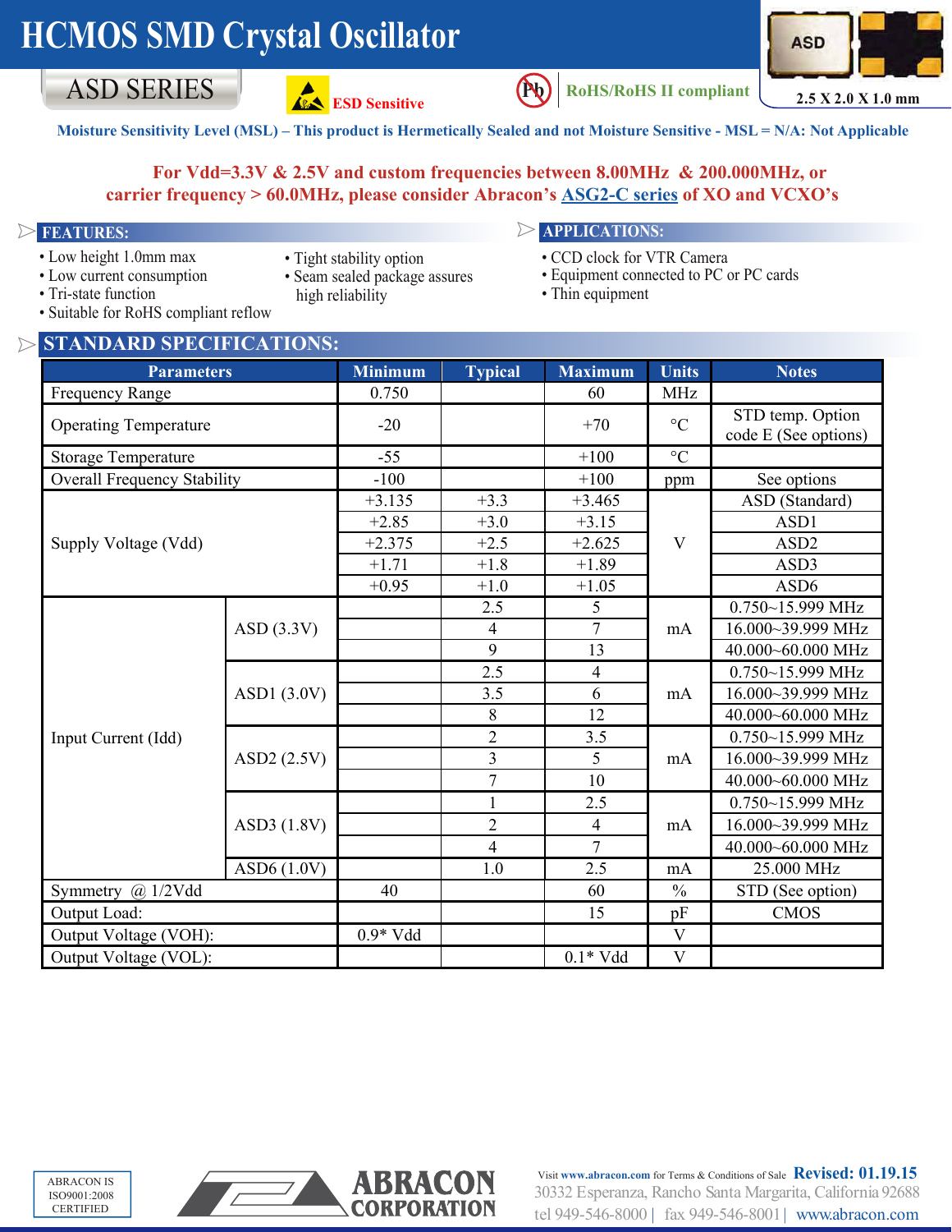# HCMOS SMD Crystal Oscillator

## ASD SERIES

ESD Sensitive

RoHS/RoHS II compliant

2.5 X 2.0 X 1.0 mm

**Moisture Sensitivity Level (MSL) – This product is Hermetically Sealed and not Moisture Sensitive - MSL = N/A: Not Applicable**

**For Vdd=3.3V & 2.5V and custom frequencies between 8.00MHz & 200.000MHz, or carrier frequency > 60.0MHz, please consider Abracon's ASG2-C series of XO and VCXO's**

### FEATURES:

- Low height 1.0mm max
- Low current consumption
- Tri-state function
- Suitable for RoHS compliant reflow
- Tight stability option
- Seam sealed package assures high reliability

### APPLICATIONS:

- CCD clock for VTR Camera
- Equipment connected to PC or PC cards
- Thin equipment

## STANDARD SPECIFICATIONS:

| Parameters | | Minimum | Typical | Maximum | Units | Notes |
|---|---|---|---|---|---|---|
| Frequency Range | | 0.750 | | 60 | MHz | |
| Operating Temperature | | -20 | | +70 | °C | STD temp. Option code E (See options) |
| Storage Temperature | | -55 | | +100 | °C | |
| Overall Frequency Stability | | -100 | | +100 | ppm | See options |
| Supply Voltage (Vdd) | | +3.135 | +3.3 | +3.465 | V | ASD (Standard) |
| | | +2.85 | +3.0 | +3.15 | V | ASD1 |
| | | +2.375 | +2.5 | +2.625 | V | ASD2 |
| | | +1.71 | +1.8 | +1.89 | V | ASD3 |
| | | +0.95 | +1.0 | +1.05 | V | ASD6 |
| Input Current (Idd) | ASD (3.3V) | | 2.5 | 5 | mA | 0.750~15.999 MHz |
| | | | 4 | 7 | mA | 16.000~39.999 MHz |
| | | | 9 | 13 | mA | 40.000~60.000 MHz |
| | ASD1 (3.0V) | | 2.5 | 4 | mA | 0.750~15.999 MHz |
| | | | 3.5 | 6 | mA | 16.000~39.999 MHz |
| | | | 8 | 12 | mA | 40.000~60.000 MHz |
| | ASD2 (2.5V) | | 2 | 3.5 | mA | 0.750~15.999 MHz |
| | | | 3 | 5 | mA | 16.000~39.999 MHz |
| | | | 7 | 10 | mA | 40.000~60.000 MHz |
| | ASD3 (1.8V) | | 1 | 2.5 | mA | 0.750~15.999 MHz |
| | | | 2 | 4 | mA | 16.000~39.999 MHz |
| | | | 4 | 7 | mA | 40.000~60.000 MHz |
| | ASD6 (1.0V) | | 1.0 | 2.5 | mA | 25.000 MHz |
| Symmetry @ 1/2Vdd | | 40 | | 60 | % | STD (See option) |
| Output Load: | | | | 15 | pF | CMOS |
| Output Voltage (VOH): | | 0.9* Vdd | | | V | |
| Output Voltage (VOL): | | | | 0.1* Vdd | V | |

ABRACON IS ISO9001:2008 CERTIFIED

ABRACON CORPORATION

Visit www.abracon.com for Terms & Conditions of Sale **Revised: 01.19.15**

30332 Esperanza, Rancho Santa Margarita, California 92688

tel 949-546-8000 | fax 949-546-8001 | www.abracon.com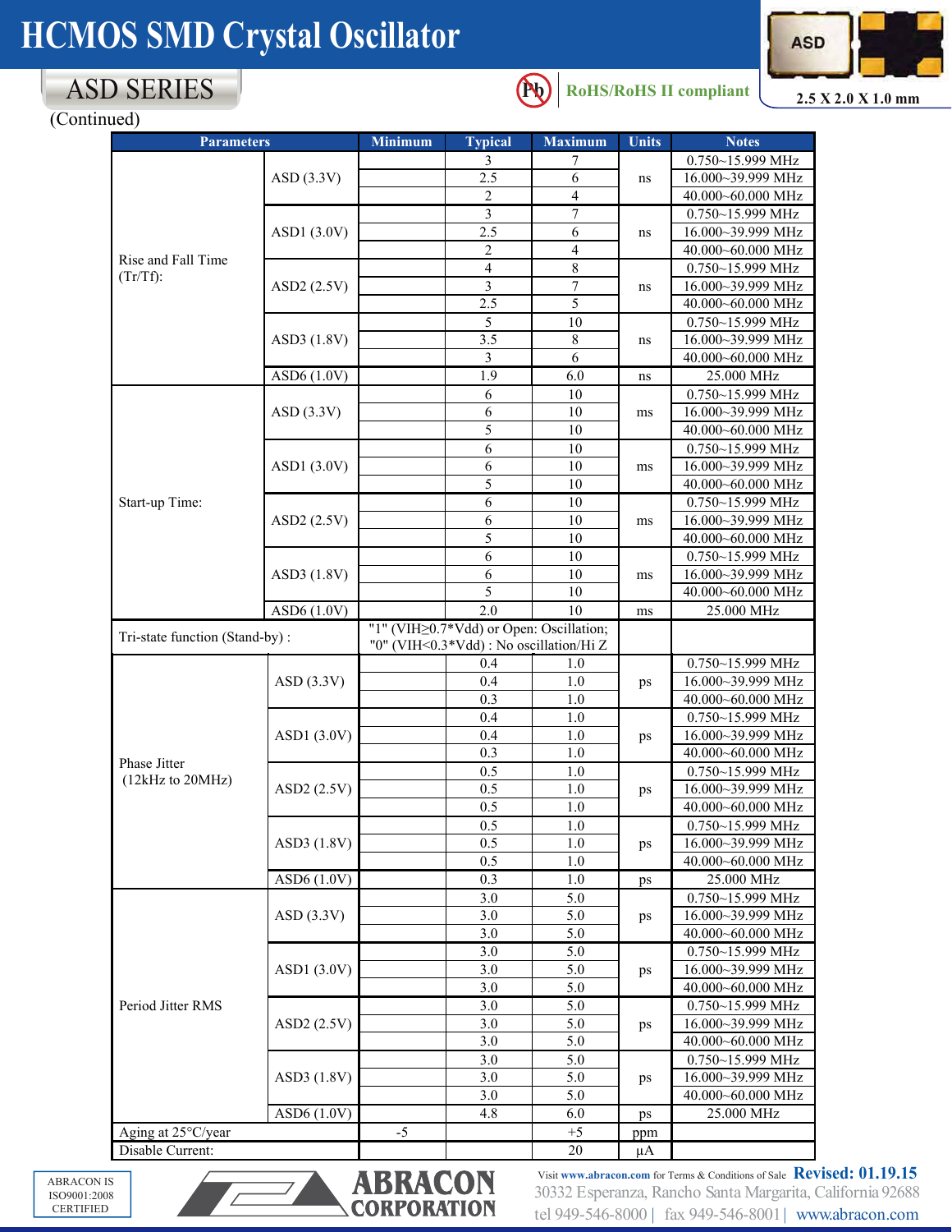# HCMOS SMD Crystal Oscillator

## ASD SERIES

RoHS/RoHS II compliant

2.5 X 2.0 X 1.0 mm

(Continued)

| Parameters | | Minimum | Typical | Maximum | Units | Notes |
|---|---|---|---|---|---|---|
| Rise and Fall Time (Tr/Tf): | ASD (3.3V) | | 3 | 7 | ns | 0.750~15.999 MHz |
| | | | 2.5 | 6 | | 16.000~39.999 MHz |
| | | | 2 | 4 | | 40.000~60.000 MHz |
| | ASD1 (3.0V) | | 3 | 7 | ns | 0.750~15.999 MHz |
| | | | 2.5 | 6 | | 16.000~39.999 MHz |
| | | | 2 | 4 | | 40.000~60.000 MHz |
| | ASD2 (2.5V) | | 4 | 8 | ns | 0.750~15.999 MHz |
| | | | 3 | 7 | | 16.000~39.999 MHz |
| | | | 2.5 | 5 | | 40.000~60.000 MHz |
| | ASD3 (1.8V) | | 5 | 10 | ns | 0.750~15.999 MHz |
| | | | 3.5 | 8 | | 16.000~39.999 MHz |
| | | | 3 | 6 | | 40.000~60.000 MHz |
| | ASD6 (1.0V) | | 1.9 | 6.0 | ns | 25.000 MHz |
| Start-up Time: | ASD (3.3V) | | 6 | 10 | ms | 0.750~15.999 MHz |
| | | | 6 | 10 | | 16.000~39.999 MHz |
| | | | 5 | 10 | | 40.000~60.000 MHz |
| | ASD1 (3.0V) | | 6 | 10 | ms | 0.750~15.999 MHz |
| | | | 6 | 10 | | 16.000~39.999 MHz |
| | | | 5 | 10 | | 40.000~60.000 MHz |
| | ASD2 (2.5V) | | 6 | 10 | ms | 0.750~15.999 MHz |
| | | | 6 | 10 | | 16.000~39.999 MHz |
| | | | 5 | 10 | | 40.000~60.000 MHz |
| | ASD3 (1.8V) | | 6 | 10 | ms | 0.750~15.999 MHz |
| | | | 6 | 10 | | 16.000~39.999 MHz |
| | | | 5 | 10 | | 40.000~60.000 MHz |
| | ASD6 (1.0V) | | 2.0 | 10 | ms | 25.000 MHz |
| Tri-state function (Stand-by) : | | "1" (VIH≥0.7*Vdd) or Open: Oscillation; "0" (VIH<0.3*Vdd) : No oscillation/Hi Z | | | | |
| Phase Jitter (12kHz to 20MHz) | ASD (3.3V) | | 0.4 | 1.0 | ps | 0.750~15.999 MHz |
| | | | 0.4 | 1.0 | | 16.000~39.999 MHz |
| | | | 0.3 | 1.0 | | 40.000~60.000 MHz |
| | ASD1 (3.0V) | | 0.4 | 1.0 | ps | 0.750~15.999 MHz |
| | | | 0.4 | 1.0 | | 16.000~39.999 MHz |
| | | | 0.3 | 1.0 | | 40.000~60.000 MHz |
| | ASD2 (2.5V) | | 0.5 | 1.0 | ps | 0.750~15.999 MHz |
| | | | 0.5 | 1.0 | | 16.000~39.999 MHz |
| | | | 0.5 | 1.0 | | 40.000~60.000 MHz |
| | ASD3 (1.8V) | | 0.5 | 1.0 | ps | 0.750~15.999 MHz |
| | | | 0.5 | 1.0 | | 16.000~39.999 MHz |
| | | | 0.5 | 1.0 | | 40.000~60.000 MHz |
| | ASD6 (1.0V) | | 0.3 | 1.0 | ps | 25.000 MHz |
| Period Jitter RMS | ASD (3.3V) | | 3.0 | 5.0 | ps | 0.750~15.999 MHz |
| | | | 3.0 | 5.0 | | 16.000~39.999 MHz |
| | | | 3.0 | 5.0 | | 40.000~60.000 MHz |
| | ASD1 (3.0V) | | 3.0 | 5.0 | ps | 0.750~15.999 MHz |
| | | | 3.0 | 5.0 | | 16.000~39.999 MHz |
| | | | 3.0 | 5.0 | | 40.000~60.000 MHz |
| | ASD2 (2.5V) | | 3.0 | 5.0 | ps | 0.750~15.999 MHz |
| | | | 3.0 | 5.0 | | 16.000~39.999 MHz |
| | | | 3.0 | 5.0 | | 40.000~60.000 MHz |
| | ASD3 (1.8V) | | 3.0 | 5.0 | ps | 0.750~15.999 MHz |
| | | | 3.0 | 5.0 | | 16.000~39.999 MHz |
| | | | 3.0 | 5.0 | | 40.000~60.000 MHz |
| | ASD6 (1.0V) | | 4.8 | 6.0 | ps | 25.000 MHz |
| Aging at 25°C/year | | -5 | | +5 | ppm | |
| Disable Current: | | | | 20 | µA | |

ABRACON IS ISO9001:2008 CERTIFIED

ABRACON CORPORATION

Visit www.abracon.com for Terms & Conditions of Sale **Revised: 01.19.15**

30332 Esperanza, Rancho Santa Margarita, California 92688

tel 949-546-8000 | fax 949-546-8001 | www.abracon.com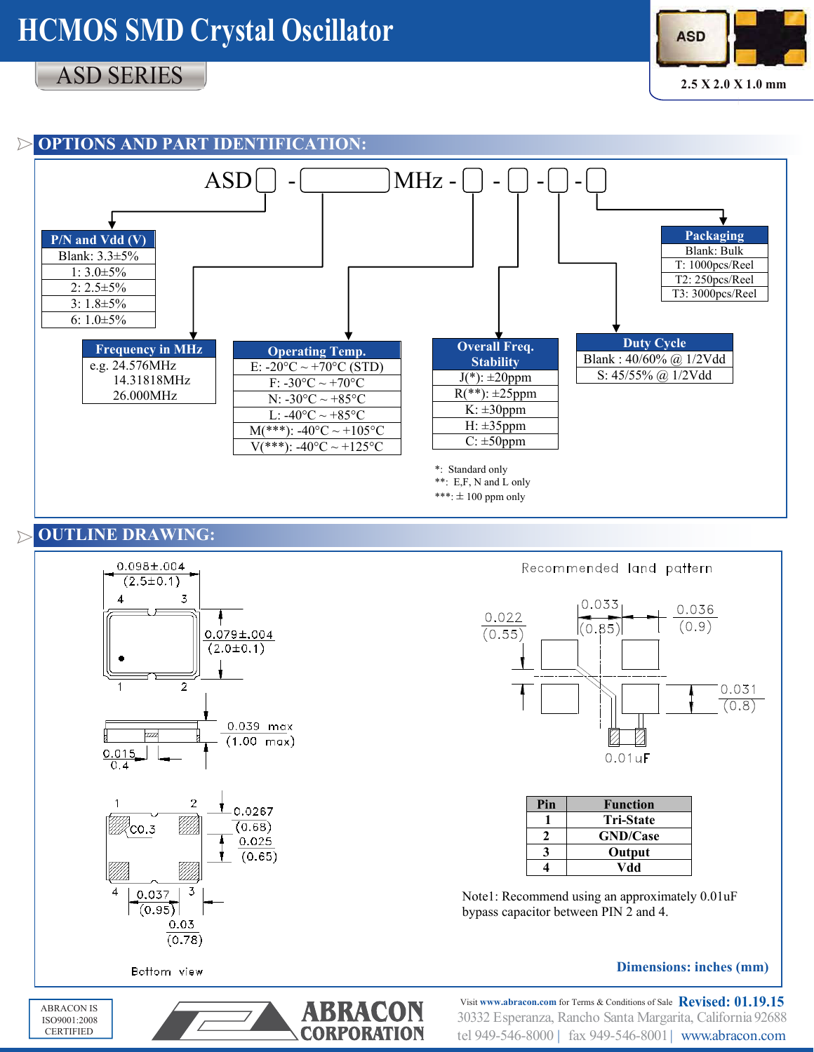# HCMOS SMD Crystal Oscillator

## ASD SERIES

2.5 X 2.0 X 1.0 mm

## OPTIONS AND PART IDENTIFICATION:

ASD[ ] - [ ] MHz - [ ] - [ ] - [ ] - [ ]

| P/N and Vdd (V) |
|---|
| Blank: 3.3±5% |
| 1: 3.0±5% |
| 2: 2.5±5% |
| 3: 1.8±5% |
| 6: 1.0±5% |

| Frequency in MHz |
|---|
| e.g. 24.576MHz |
| 14.31818MHz |
| 26.000MHz |

| Operating Temp. |
|---|
| E: -20°C ~ +70°C (STD) |
| F: -30°C ~ +70°C |
| N: -30°C ~ +85°C |
| L: -40°C ~ +85°C |
| M(***): -40°C ~ +105°C |
| V(***): -40°C ~ +125°C |

| Overall Freq. Stability |
|---|
| J(*): ±20ppm |
| R(**): ±25ppm |
| K: ±30ppm |
| H: ±35ppm |
| C: ±50ppm |

*: Standard only
**: E,F, N and L only
***: ± 100 ppm only

| Duty Cycle |
|---|
| Blank : 40/60% @ 1/2Vdd |
| S: 45/55% @ 1/2Vdd |

| Packaging |
|---|
| Blank: Bulk |
| T: 1000pcs/Reel |
| T2: 250pcs/Reel |
| T3: 3000pcs/Reel |

## OUTLINE DRAWING:

0.098±.004 (2.5±0.1)

0.079±.004 (2.0±0.1)

0.039 max (1.00 max)

0.015 / 0.4

0.0267 (0.68)

0.025 (0.65)

C0.3

0.037 (0.95)

0.03 (0.78)

Bottom view

Recommended land pattern

0.022 (0.55)

0.033 (0.85)

0.036 (0.9)

0.031 (0.8)

0.01uF

| Pin | Function |
|---|---|
| 1 | Tri-State |
| 2 | GND/Case |
| 3 | Output |
| 4 | Vdd |

Note1: Recommend using an approximately 0.01uF bypass capacitor between PIN 2 and 4.

**Dimensions: inches (mm)**

ABRACON IS ISO9001:2008 CERTIFIED

ABRACON CORPORATION

Visit www.abracon.com for Terms & Conditions of Sale **Revised: 01.19.15**

30332 Esperanza, Rancho Santa Margarita, California 92688

tel 949-546-8000 | fax 949-546-8001 | www.abracon.com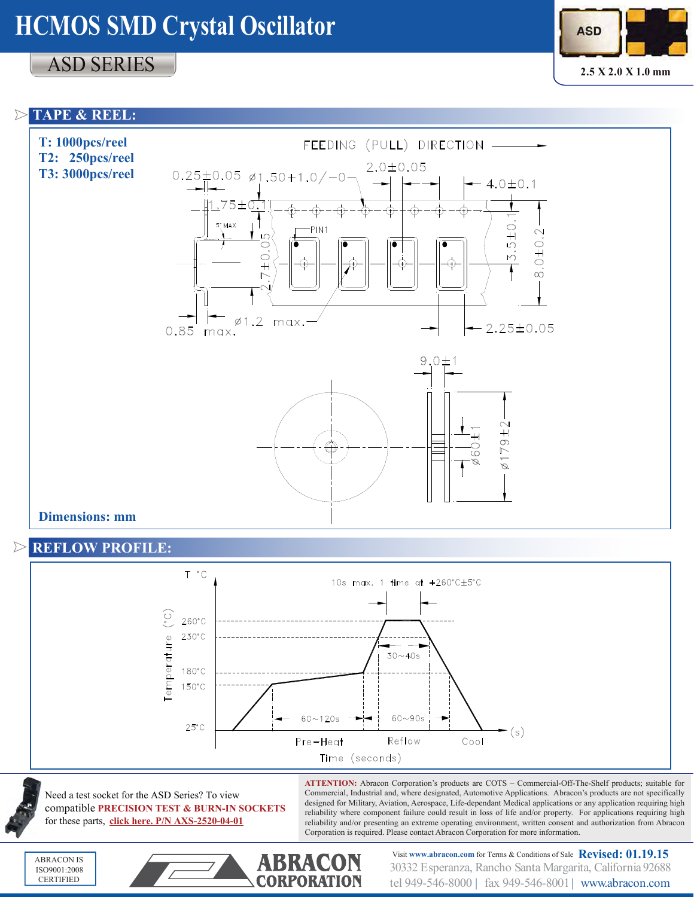# HCMOS SMD Crystal Oscillator

## ASD SERIES

2.5 X 2.0 X 1.0 mm

## TAPE & REEL:

**T: 1000pcs/reel**
**T2: 250pcs/reel**
**T3: 3000pcs/reel**

FEEDING (PULL) DIRECTION

0.25±0.05
ø1.50+1.0/−0
2.0±0.05
4.0±0.1
1.75±0.1
5° MAX
PIN1
2.7±0.05
3.5±0.1
8.0±0.2
0.85 max.
ø1.2 max.
2.25±0.05
9.0±1
ø60±1
ø179±2

**Dimensions: mm**

## REFLOW PROFILE:

T °C
Temperature (°C)
10s max. 1 time at +260°C±5°C
260°C
230°C
180°C
150°C
25°C
30~40s
60~120s
60~90s
(s)
Pre-Heat
Reflow
Cool
Time (seconds)

Need a test socket for the ASD Series? To view compatible **PRECISION TEST & BURN-IN SOCKETS** for these parts, **click here. P/N AXS-2520-04-01**

**ATTENTION:** Abracon Corporation's products are COTS – Commercial-Off-The-Shelf products; suitable for Commercial, Industrial and, where designated, Automotive Applications. Abracon's products are not specifically designed for Military, Aviation, Aerospace, Life-dependant Medical applications or any application requiring high reliability where component failure could result in loss of life and/or property. For applications requiring high reliability and/or presenting an extreme operating environment, written consent and authorization from Abracon Corporation is required. Please contact Abracon Corporation for more information.

ABRACON IS ISO9001:2008 CERTIFIED

ABRACON CORPORATION

Visit www.abracon.com for Terms & Conditions of Sale **Revised: 01.19.15**

30332 Esperanza, Rancho Santa Margarita, California 92688
tel 949-546-8000 | fax 949-546-8001 | www.abracon.com